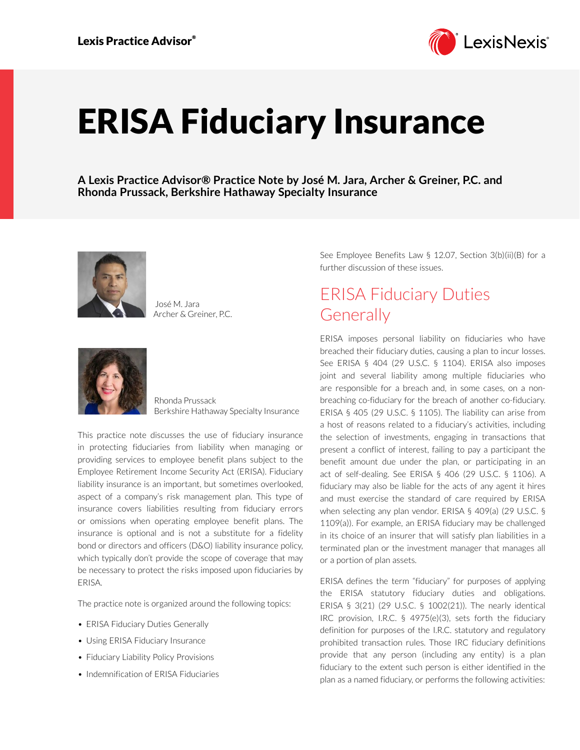# ERISA Fiduciary Insurance

**A Lexis Practice Advisor® Practice Note by José M. Jara, Archer & Greiner, P.C. and Rhonda Prussack, Berkshire Hathaway Specialty Insurance**

José M. Jara
Archer & Greiner, P.C.

Rhonda Prussack
Berkshire Hathaway Specialty Insurance

This practice note discusses the use of fiduciary insurance in protecting fiduciaries from liability when managing or providing services to employee benefit plans subject to the Employee Retirement Income Security Act (ERISA). Fiduciary liability insurance is an important, but sometimes overlooked, aspect of a company's risk management plan. This type of insurance covers liabilities resulting from fiduciary errors or omissions when operating employee benefit plans. The insurance is optional and is not a substitute for a fidelity bond or directors and officers (D&O) liability insurance policy, which typically don't provide the scope of coverage that may be necessary to protect the risks imposed upon fiduciaries by ERISA.

The practice note is organized around the following topics:

- ERISA Fiduciary Duties Generally
- Using ERISA Fiduciary Insurance
- Fiduciary Liability Policy Provisions
- Indemnification of ERISA Fiduciaries

See Employee Benefits Law § 12.07, Section 3(b)(ii)(B) for a further discussion of these issues.

## ERISA Fiduciary Duties Generally

ERISA imposes personal liability on fiduciaries who have breached their fiduciary duties, causing a plan to incur losses. See ERISA § 404 (29 U.S.C. § 1104). ERISA also imposes joint and several liability among multiple fiduciaries who are responsible for a breach and, in some cases, on a non-breaching co-fiduciary for the breach of another co-fiduciary. ERISA § 405 (29 U.S.C. § 1105). The liability can arise from a host of reasons related to a fiduciary's activities, including the selection of investments, engaging in transactions that present a conflict of interest, failing to pay a participant the benefit amount due under the plan, or participating in an act of self-dealing. See ERISA § 406 (29 U.S.C. § 1106). A fiduciary may also be liable for the acts of any agent it hires and must exercise the standard of care required by ERISA when selecting any plan vendor. ERISA § 409(a) (29 U.S.C. § 1109(a)). For example, an ERISA fiduciary may be challenged in its choice of an insurer that will satisfy plan liabilities in a terminated plan or the investment manager that manages all or a portion of plan assets.

ERISA defines the term "fiduciary" for purposes of applying the ERISA statutory fiduciary duties and obligations. ERISA § 3(21) (29 U.S.C. § 1002(21)). The nearly identical IRC provision, I.R.C. § 4975(e)(3), sets forth the fiduciary definition for purposes of the I.R.C. statutory and regulatory prohibited transaction rules. Those IRC fiduciary definitions provide that any person (including any entity) is a plan fiduciary to the extent such person is either identified in the plan as a named fiduciary, or performs the following activities: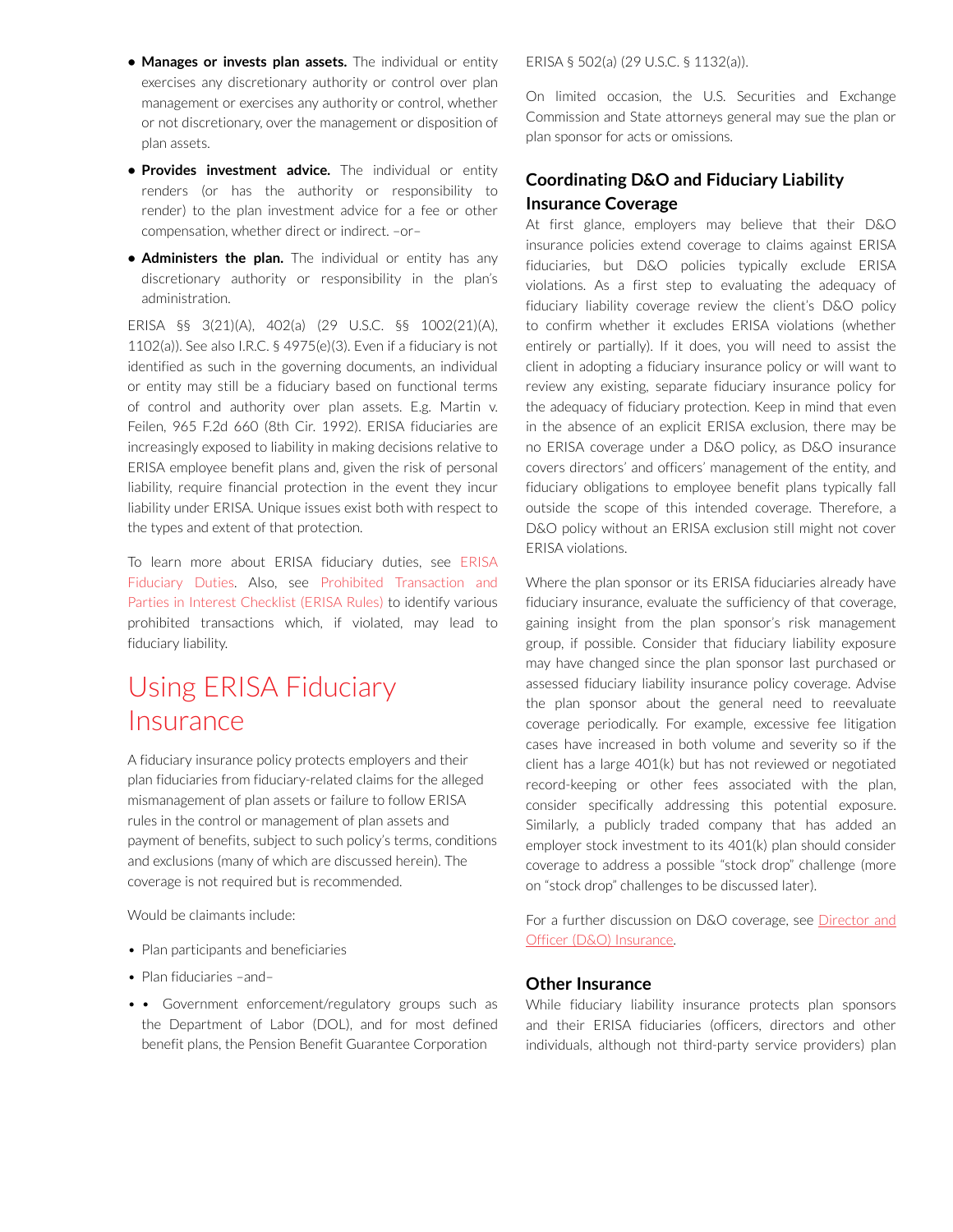- **Manages or invests plan assets.** The individual or entity exercises any discretionary authority or control over plan management or exercises any authority or control, whether or not discretionary, over the management or disposition of plan assets.
- **Provides investment advice.** The individual or entity renders (or has the authority or responsibility to render) to the plan investment advice for a fee or other compensation, whether direct or indirect. –or–
- **Administers the plan.** The individual or entity has any discretionary authority or responsibility in the plan's administration.

ERISA §§ 3(21)(A), 402(a) (29 U.S.C. §§ 1002(21)(A), 1102(a)). See also I.R.C. § 4975(e)(3). Even if a fiduciary is not identified as such in the governing documents, an individual or entity may still be a fiduciary based on functional terms of control and authority over plan assets. E.g. Martin v. Feilen, 965 F.2d 660 (8th Cir. 1992). ERISA fiduciaries are increasingly exposed to liability in making decisions relative to ERISA employee benefit plans and, given the risk of personal liability, require financial protection in the event they incur liability under ERISA. Unique issues exist both with respect to the types and extent of that protection.

To learn more about ERISA fiduciary duties, see ERISA Fiduciary Duties. Also, see Prohibited Transaction and Parties in Interest Checklist (ERISA Rules) to identify various prohibited transactions which, if violated, may lead to fiduciary liability.

# Using ERISA Fiduciary Insurance

A fiduciary insurance policy protects employers and their plan fiduciaries from fiduciary-related claims for the alleged mismanagement of plan assets or failure to follow ERISA rules in the control or management of plan assets and payment of benefits, subject to such policy's terms, conditions and exclusions (many of which are discussed herein). The coverage is not required but is recommended.

Would be claimants include:

- Plan participants and beneficiaries
- Plan fiduciaries –and–
- • Government enforcement/regulatory groups such as the Department of Labor (DOL), and for most defined benefit plans, the Pension Benefit Guarantee Corporation ERISA § 502(a) (29 U.S.C. § 1132(a)).

On limited occasion, the U.S. Securities and Exchange Commission and State attorneys general may sue the plan or plan sponsor for acts or omissions.

## Coordinating D&O and Fiduciary Liability Insurance Coverage

At first glance, employers may believe that their D&O insurance policies extend coverage to claims against ERISA fiduciaries, but D&O policies typically exclude ERISA violations. As a first step to evaluating the adequacy of fiduciary liability coverage review the client's D&O policy to confirm whether it excludes ERISA violations (whether entirely or partially). If it does, you will need to assist the client in adopting a fiduciary insurance policy or will want to review any existing, separate fiduciary insurance policy for the adequacy of fiduciary protection. Keep in mind that even in the absence of an explicit ERISA exclusion, there may be no ERISA coverage under a D&O policy, as D&O insurance covers directors' and officers' management of the entity, and fiduciary obligations to employee benefit plans typically fall outside the scope of this intended coverage. Therefore, a D&O policy without an ERISA exclusion still might not cover ERISA violations.

Where the plan sponsor or its ERISA fiduciaries already have fiduciary insurance, evaluate the sufficiency of that coverage, gaining insight from the plan sponsor's risk management group, if possible. Consider that fiduciary liability exposure may have changed since the plan sponsor last purchased or assessed fiduciary liability insurance policy coverage. Advise the plan sponsor about the general need to reevaluate coverage periodically. For example, excessive fee litigation cases have increased in both volume and severity so if the client has a large 401(k) but has not reviewed or negotiated record-keeping or other fees associated with the plan, consider specifically addressing this potential exposure. Similarly, a publicly traded company that has added an employer stock investment to its 401(k) plan should consider coverage to address a possible "stock drop" challenge (more on "stock drop" challenges to be discussed later).

For a further discussion on D&O coverage, see Director and Officer (D&O) Insurance.

## Other Insurance

While fiduciary liability insurance protects plan sponsors and their ERISA fiduciaries (officers, directors and other individuals, although not third-party service providers) plan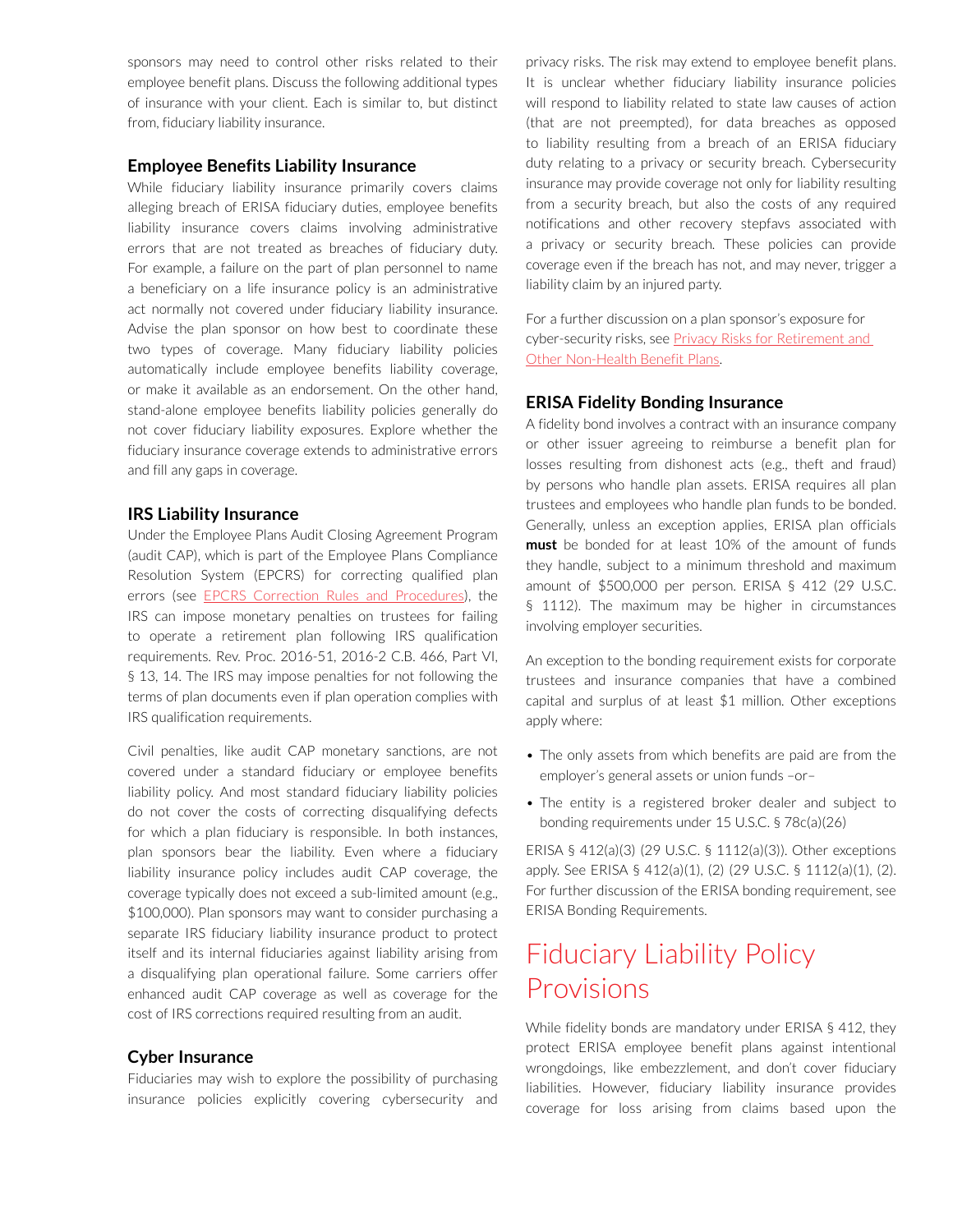sponsors may need to control other risks related to their employee benefit plans. Discuss the following additional types of insurance with your client. Each is similar to, but distinct from, fiduciary liability insurance.

### Employee Benefits Liability Insurance

While fiduciary liability insurance primarily covers claims alleging breach of ERISA fiduciary duties, employee benefits liability insurance covers claims involving administrative errors that are not treated as breaches of fiduciary duty. For example, a failure on the part of plan personnel to name a beneficiary on a life insurance policy is an administrative act normally not covered under fiduciary liability insurance. Advise the plan sponsor on how best to coordinate these two types of coverage. Many fiduciary liability policies automatically include employee benefits liability coverage, or make it available as an endorsement. On the other hand, stand-alone employee benefits liability policies generally do not cover fiduciary liability exposures. Explore whether the fiduciary insurance coverage extends to administrative errors and fill any gaps in coverage.

### IRS Liability Insurance

Under the Employee Plans Audit Closing Agreement Program (audit CAP), which is part of the Employee Plans Compliance Resolution System (EPCRS) for correcting qualified plan errors (see EPCRS Correction Rules and Procedures), the IRS can impose monetary penalties on trustees for failing to operate a retirement plan following IRS qualification requirements. Rev. Proc. 2016-51, 2016-2 C.B. 466, Part VI, § 13, 14. The IRS may impose penalties for not following the terms of plan documents even if plan operation complies with IRS qualification requirements.

Civil penalties, like audit CAP monetary sanctions, are not covered under a standard fiduciary or employee benefits liability policy. And most standard fiduciary liability policies do not cover the costs of correcting disqualifying defects for which a plan fiduciary is responsible. In both instances, plan sponsors bear the liability. Even where a fiduciary liability insurance policy includes audit CAP coverage, the coverage typically does not exceed a sub-limited amount (e.g., $100,000). Plan sponsors may want to consider purchasing a separate IRS fiduciary liability insurance product to protect itself and its internal fiduciaries against liability arising from a disqualifying plan operational failure. Some carriers offer enhanced audit CAP coverage as well as coverage for the cost of IRS corrections required resulting from an audit.

### Cyber Insurance

Fiduciaries may wish to explore the possibility of purchasing insurance policies explicitly covering cybersecurity and privacy risks. The risk may extend to employee benefit plans. It is unclear whether fiduciary liability insurance policies will respond to liability related to state law causes of action (that are not preempted), for data breaches as opposed to liability resulting from a breach of an ERISA fiduciary duty relating to a privacy or security breach. Cybersecurity insurance may provide coverage not only for liability resulting from a security breach, but also the costs of any required notifications and other recovery stepfavs associated with a privacy or security breach. These policies can provide coverage even if the breach has not, and may never, trigger a liability claim by an injured party.

For a further discussion on a plan sponsor's exposure for cyber-security risks, see Privacy Risks for Retirement and Other Non-Health Benefit Plans.

### ERISA Fidelity Bonding Insurance

A fidelity bond involves a contract with an insurance company or other issuer agreeing to reimburse a benefit plan for losses resulting from dishonest acts (e.g., theft and fraud) by persons who handle plan assets. ERISA requires all plan trustees and employees who handle plan funds to be bonded. Generally, unless an exception applies, ERISA plan officials **must** be bonded for at least 10% of the amount of funds they handle, subject to a minimum threshold and maximum amount of $500,000 per person. ERISA § 412 (29 U.S.C. § 1112). The maximum may be higher in circumstances involving employer securities.

An exception to the bonding requirement exists for corporate trustees and insurance companies that have a combined capital and surplus of at least $1 million. Other exceptions apply where:

- The only assets from which benefits are paid are from the employer's general assets or union funds –or–
- The entity is a registered broker dealer and subject to bonding requirements under 15 U.S.C. § 78c(a)(26)

ERISA § 412(a)(3) (29 U.S.C. § 1112(a)(3)). Other exceptions apply. See ERISA § 412(a)(1), (2) (29 U.S.C. § 1112(a)(1), (2). For further discussion of the ERISA bonding requirement, see ERISA Bonding Requirements.

## Fiduciary Liability Policy Provisions

While fidelity bonds are mandatory under ERISA § 412, they protect ERISA employee benefit plans against intentional wrongdoings, like embezzlement, and don't cover fiduciary liabilities. However, fiduciary liability insurance provides coverage for loss arising from claims based upon the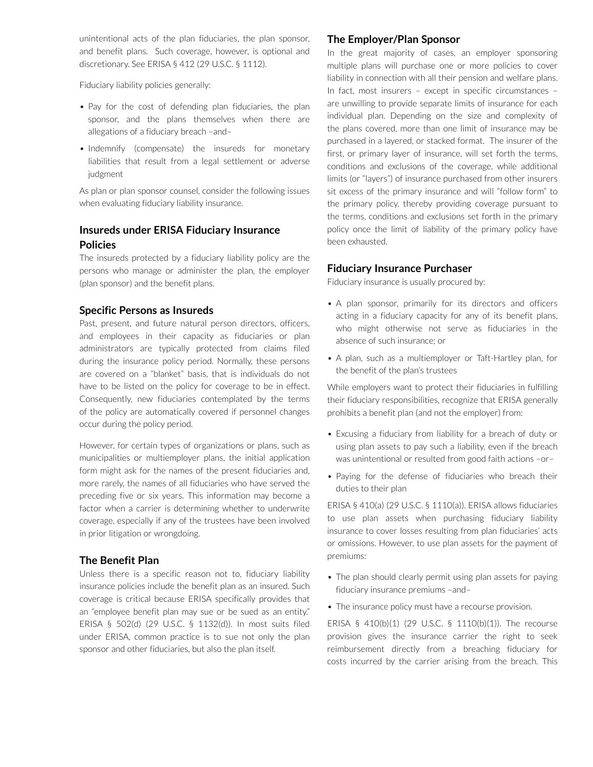unintentional acts of the plan fiduciaries, the plan sponsor, and benefit plans. Such coverage, however, is optional and discretionary. See ERISA § 412 (29 U.S.C. § 1112).

Fiduciary liability policies generally:

- Pay for the cost of defending plan fiduciaries, the plan sponsor, and the plans themselves when there are allegations of a fiduciary breach –and–
- Indemnify (compensate) the insureds for monetary liabilities that result from a legal settlement or adverse judgment

As plan or plan sponsor counsel, consider the following issues when evaluating fiduciary liability insurance.

### Insureds under ERISA Fiduciary Insurance Policies

The insureds protected by a fiduciary liability policy are the persons who manage or administer the plan, the employer (plan sponsor) and the benefit plans.

### Specific Persons as Insureds

Past, present, and future natural person directors, officers, and employees in their capacity as fiduciaries or plan administrators are typically protected from claims filed during the insurance policy period. Normally, these persons are covered on a "blanket" basis, that is individuals do not have to be listed on the policy for coverage to be in effect. Consequently, new fiduciaries contemplated by the terms of the policy are automatically covered if personnel changes occur during the policy period.

However, for certain types of organizations or plans, such as municipalities or multiemployer plans, the initial application form might ask for the names of the present fiduciaries and, more rarely, the names of all fiduciaries who have served the preceding five or six years. This information may become a factor when a carrier is determining whether to underwrite coverage, especially if any of the trustees have been involved in prior litigation or wrongdoing.

### The Benefit Plan

Unless there is a specific reason not to, fiduciary liability insurance policies include the benefit plan as an insured. Such coverage is critical because ERISA specifically provides that an "employee benefit plan may sue or be sued as an entity." ERISA § 502(d) (29 U.S.C. § 1132(d)). In most suits filed under ERISA, common practice is to sue not only the plan sponsor and other fiduciaries, but also the plan itself.

### The Employer/Plan Sponsor

In the great majority of cases, an employer sponsoring multiple plans will purchase one or more policies to cover liability in connection with all their pension and welfare plans. In fact, most insurers – except in specific circumstances – are unwilling to provide separate limits of insurance for each individual plan. Depending on the size and complexity of the plans covered, more than one limit of insurance may be purchased in a layered, or stacked format. The insurer of the first, or primary layer of insurance, will set forth the terms, conditions and exclusions of the coverage, while additional limits (or "layers") of insurance purchased from other insurers sit excess of the primary insurance and will "follow form" to the primary policy, thereby providing coverage pursuant to the terms, conditions and exclusions set forth in the primary policy once the limit of liability of the primary policy have been exhausted.

### Fiduciary Insurance Purchaser

Fiduciary insurance is usually procured by:

- A plan sponsor, primarily for its directors and officers acting in a fiduciary capacity for any of its benefit plans, who might otherwise not serve as fiduciaries in the absence of such insurance; or
- A plan, such as a multiemployer or Taft-Hartley plan, for the benefit of the plan's trustees

While employers want to protect their fiduciaries in fulfilling their fiduciary responsibilities, recognize that ERISA generally prohibits a benefit plan (and not the employer) from:

- Excusing a fiduciary from liability for a breach of duty or using plan assets to pay such a liability, even if the breach was unintentional or resulted from good faith actions –or–
- Paying for the defense of fiduciaries who breach their duties to their plan

ERISA § 410(a) (29 U.S.C. § 1110(a)). ERISA allows fiduciaries to use plan assets when purchasing fiduciary liability insurance to cover losses resulting from plan fiduciaries' acts or omissions. However, to use plan assets for the payment of premiums:

- The plan should clearly permit using plan assets for paying fiduciary insurance premiums –and–
- The insurance policy must have a recourse provision.

ERISA § 410(b)(1) (29 U.S.C. § 1110(b)(1)). The recourse provision gives the insurance carrier the right to seek reimbursement directly from a breaching fiduciary for costs incurred by the carrier arising from the breach. This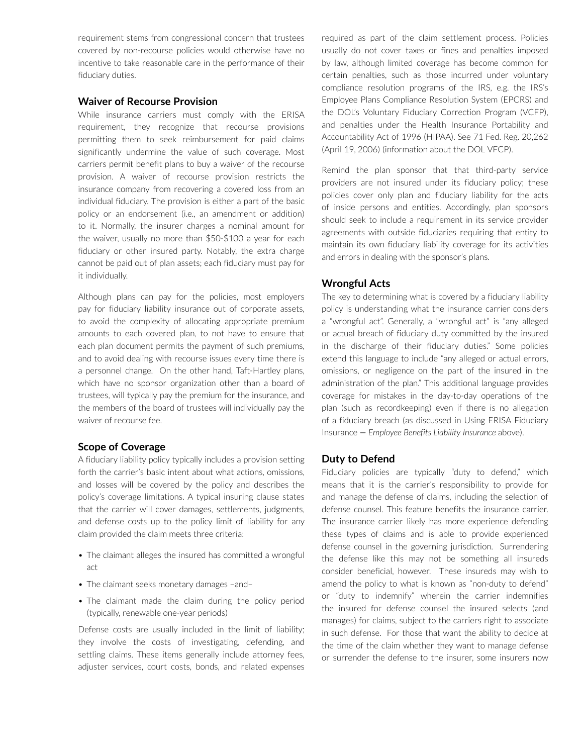requirement stems from congressional concern that trustees covered by non-recourse policies would otherwise have no incentive to take reasonable care in the performance of their fiduciary duties.

### Waiver of Recourse Provision

While insurance carriers must comply with the ERISA requirement, they recognize that recourse provisions permitting them to seek reimbursement for paid claims significantly undermine the value of such coverage. Most carriers permit benefit plans to buy a waiver of the recourse provision. A waiver of recourse provision restricts the insurance company from recovering a covered loss from an individual fiduciary. The provision is either a part of the basic policy or an endorsement (i.e., an amendment or addition) to it. Normally, the insurer charges a nominal amount for the waiver, usually no more than $50-$100 a year for each fiduciary or other insured party. Notably, the extra charge cannot be paid out of plan assets; each fiduciary must pay for it individually.

Although plans can pay for the policies, most employers pay for fiduciary liability insurance out of corporate assets, to avoid the complexity of allocating appropriate premium amounts to each covered plan, to not have to ensure that each plan document permits the payment of such premiums, and to avoid dealing with recourse issues every time there is a personnel change. On the other hand, Taft-Hartley plans, which have no sponsor organization other than a board of trustees, will typically pay the premium for the insurance, and the members of the board of trustees will individually pay the waiver of recourse fee.

### Scope of Coverage

A fiduciary liability policy typically includes a provision setting forth the carrier's basic intent about what actions, omissions, and losses will be covered by the policy and describes the policy's coverage limitations. A typical insuring clause states that the carrier will cover damages, settlements, judgments, and defense costs up to the policy limit of liability for any claim provided the claim meets three criteria:

- The claimant alleges the insured has committed a wrongful act
- The claimant seeks monetary damages –and–
- The claimant made the claim during the policy period (typically, renewable one-year periods)

Defense costs are usually included in the limit of liability; they involve the costs of investigating, defending, and settling claims. These items generally include attorney fees, adjuster services, court costs, bonds, and related expenses required as part of the claim settlement process. Policies usually do not cover taxes or fines and penalties imposed by law, although limited coverage has become common for certain penalties, such as those incurred under voluntary compliance resolution programs of the IRS, e.g. the IRS's Employee Plans Compliance Resolution System (EPCRS) and the DOL's Voluntary Fiduciary Correction Program (VCFP), and penalties under the Health Insurance Portability and Accountability Act of 1996 (HIPAA). See 71 Fed. Reg. 20,262 (April 19, 2006) (information about the DOL VFCP).

Remind the plan sponsor that that third-party service providers are not insured under its fiduciary policy; these policies cover only plan and fiduciary liability for the acts of inside persons and entities. Accordingly, plan sponsors should seek to include a requirement in its service provider agreements with outside fiduciaries requiring that entity to maintain its own fiduciary liability coverage for its activities and errors in dealing with the sponsor's plans.

### Wrongful Acts

The key to determining what is covered by a fiduciary liability policy is understanding what the insurance carrier considers a "wrongful act". Generally, a "wrongful act" is "any alleged or actual breach of fiduciary duty committed by the insured in the discharge of their fiduciary duties." Some policies extend this language to include "any alleged or actual errors, omissions, or negligence on the part of the insured in the administration of the plan." This additional language provides coverage for mistakes in the day-to-day operations of the plan (such as recordkeeping) even if there is no allegation of a fiduciary breach (as discussed in Using ERISA Fiduciary Insurance — *Employee Benefits Liability Insurance* above).

### Duty to Defend

Fiduciary policies are typically "duty to defend," which means that it is the carrier's responsibility to provide for and manage the defense of claims, including the selection of defense counsel. This feature benefits the insurance carrier. The insurance carrier likely has more experience defending these types of claims and is able to provide experienced defense counsel in the governing jurisdiction. Surrendering the defense like this may not be something all insureds consider beneficial, however. These insureds may wish to amend the policy to what is known as "non-duty to defend" or "duty to indemnify" wherein the carrier indemnifies the insured for defense counsel the insured selects (and manages) for claims, subject to the carriers right to associate in such defense. For those that want the ability to decide at the time of the claim whether they want to manage defense or surrender the defense to the insurer, some insurers now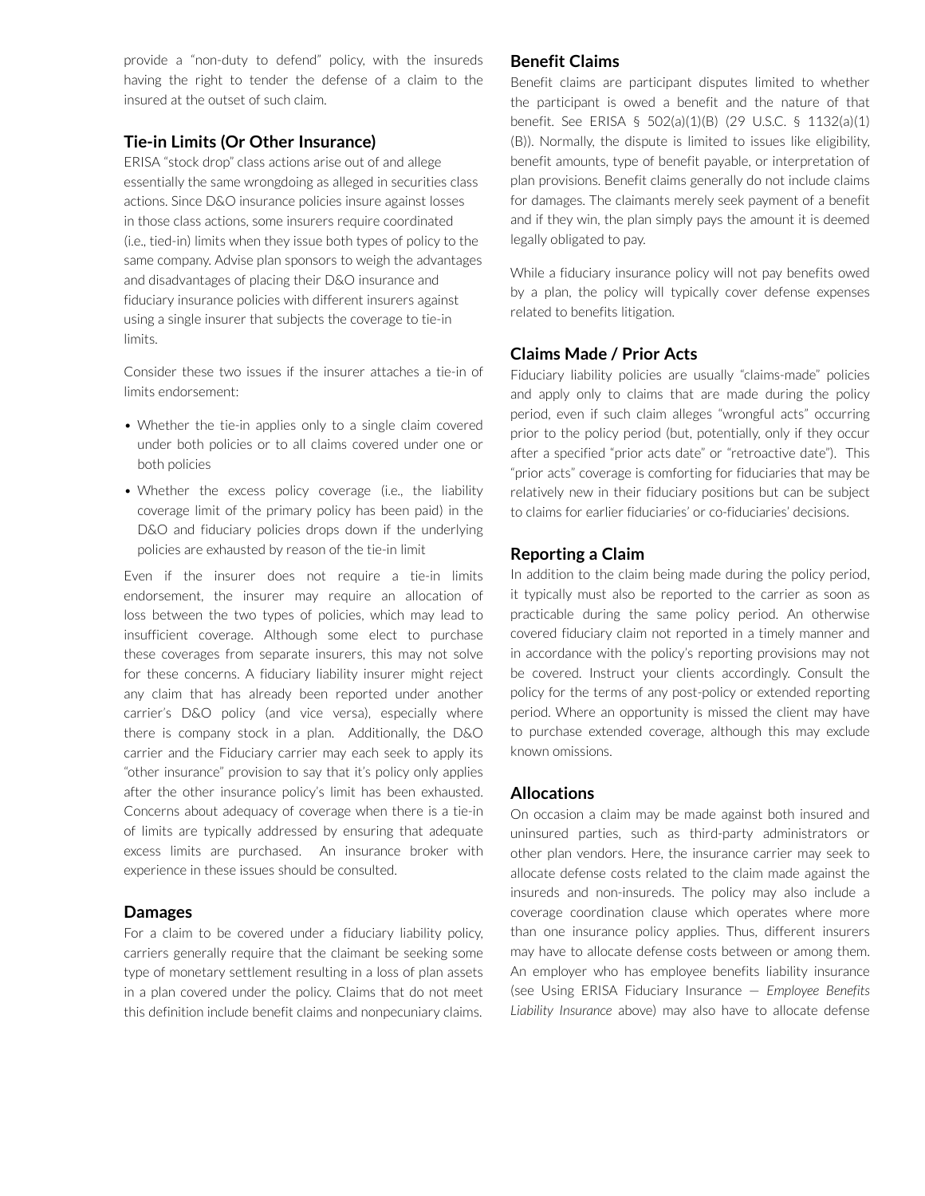provide a "non-duty to defend" policy, with the insureds having the right to tender the defense of a claim to the insured at the outset of such claim.

## Tie-in Limits (Or Other Insurance)

ERISA "stock drop" class actions arise out of and allege essentially the same wrongdoing as alleged in securities class actions. Since D&O insurance policies insure against losses in those class actions, some insurers require coordinated (i.e., tied-in) limits when they issue both types of policy to the same company. Advise plan sponsors to weigh the advantages and disadvantages of placing their D&O insurance and fiduciary insurance policies with different insurers against using a single insurer that subjects the coverage to tie-in limits.

Consider these two issues if the insurer attaches a tie-in of limits endorsement:

- Whether the tie-in applies only to a single claim covered under both policies or to all claims covered under one or both policies
- Whether the excess policy coverage (i.e., the liability coverage limit of the primary policy has been paid) in the D&O and fiduciary policies drops down if the underlying policies are exhausted by reason of the tie-in limit

Even if the insurer does not require a tie-in limits endorsement, the insurer may require an allocation of loss between the two types of policies, which may lead to insufficient coverage. Although some elect to purchase these coverages from separate insurers, this may not solve for these concerns. A fiduciary liability insurer might reject any claim that has already been reported under another carrier's D&O policy (and vice versa), especially where there is company stock in a plan. Additionally, the D&O carrier and the Fiduciary carrier may each seek to apply its "other insurance" provision to say that it's policy only applies after the other insurance policy's limit has been exhausted. Concerns about adequacy of coverage when there is a tie-in of limits are typically addressed by ensuring that adequate excess limits are purchased. An insurance broker with experience in these issues should be consulted.

## Damages

For a claim to be covered under a fiduciary liability policy, carriers generally require that the claimant be seeking some type of monetary settlement resulting in a loss of plan assets in a plan covered under the policy. Claims that do not meet this definition include benefit claims and nonpecuniary claims.

## Benefit Claims

Benefit claims are participant disputes limited to whether the participant is owed a benefit and the nature of that benefit. See ERISA § 502(a)(1)(B) (29 U.S.C. § 1132(a)(1)(B)). Normally, the dispute is limited to issues like eligibility, benefit amounts, type of benefit payable, or interpretation of plan provisions. Benefit claims generally do not include claims for damages. The claimants merely seek payment of a benefit and if they win, the plan simply pays the amount it is deemed legally obligated to pay.

While a fiduciary insurance policy will not pay benefits owed by a plan, the policy will typically cover defense expenses related to benefits litigation.

## Claims Made / Prior Acts

Fiduciary liability policies are usually "claims-made" policies and apply only to claims that are made during the policy period, even if such claim alleges "wrongful acts" occurring prior to the policy period (but, potentially, only if they occur after a specified "prior acts date" or "retroactive date"). This "prior acts" coverage is comforting for fiduciaries that may be relatively new in their fiduciary positions but can be subject to claims for earlier fiduciaries' or co-fiduciaries' decisions.

## Reporting a Claim

In addition to the claim being made during the policy period, it typically must also be reported to the carrier as soon as practicable during the same policy period. An otherwise covered fiduciary claim not reported in a timely manner and in accordance with the policy's reporting provisions may not be covered. Instruct your clients accordingly. Consult the policy for the terms of any post-policy or extended reporting period. Where an opportunity is missed the client may have to purchase extended coverage, although this may exclude known omissions.

## Allocations

On occasion a claim may be made against both insured and uninsured parties, such as third-party administrators or other plan vendors. Here, the insurance carrier may seek to allocate defense costs related to the claim made against the insureds and non-insureds. The policy may also include a coverage coordination clause which operates where more than one insurance policy applies. Thus, different insurers may have to allocate defense costs between or among them. An employer who has employee benefits liability insurance (see Using ERISA Fiduciary Insurance — *Employee Benefits Liability Insurance* above) may also have to allocate defense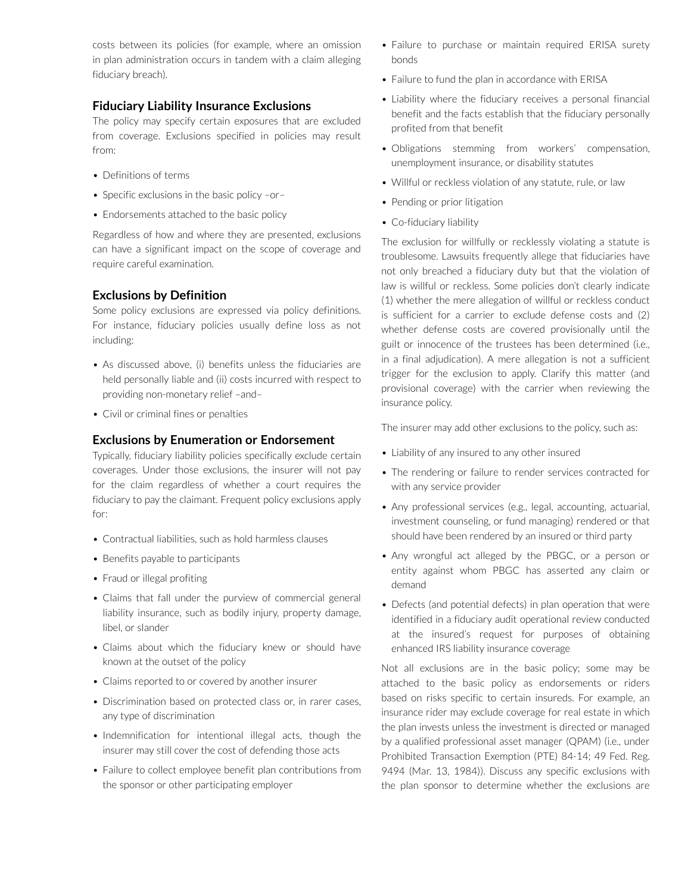costs between its policies (for example, where an omission in plan administration occurs in tandem with a claim alleging fiduciary breach).

### Fiduciary Liability Insurance Exclusions

The policy may specify certain exposures that are excluded from coverage. Exclusions specified in policies may result from:

- Definitions of terms
- Specific exclusions in the basic policy –or–
- Endorsements attached to the basic policy

Regardless of how and where they are presented, exclusions can have a significant impact on the scope of coverage and require careful examination.

### Exclusions by Definition

Some policy exclusions are expressed via policy definitions. For instance, fiduciary policies usually define loss as not including:

- As discussed above, (i) benefits unless the fiduciaries are held personally liable and (ii) costs incurred with respect to providing non-monetary relief –and–
- Civil or criminal fines or penalties

### Exclusions by Enumeration or Endorsement

Typically, fiduciary liability policies specifically exclude certain coverages. Under those exclusions, the insurer will not pay for the claim regardless of whether a court requires the fiduciary to pay the claimant. Frequent policy exclusions apply for:

- Contractual liabilities, such as hold harmless clauses
- Benefits payable to participants
- Fraud or illegal profiting
- Claims that fall under the purview of commercial general liability insurance, such as bodily injury, property damage, libel, or slander
- Claims about which the fiduciary knew or should have known at the outset of the policy
- Claims reported to or covered by another insurer
- Discrimination based on protected class or, in rarer cases, any type of discrimination
- Indemnification for intentional illegal acts, though the insurer may still cover the cost of defending those acts
- Failure to collect employee benefit plan contributions from the sponsor or other participating employer
- Failure to purchase or maintain required ERISA surety bonds
- Failure to fund the plan in accordance with ERISA
- Liability where the fiduciary receives a personal financial benefit and the facts establish that the fiduciary personally profited from that benefit
- Obligations stemming from workers' compensation, unemployment insurance, or disability statutes
- Willful or reckless violation of any statute, rule, or law
- Pending or prior litigation
- Co-fiduciary liability

The exclusion for willfully or recklessly violating a statute is troublesome. Lawsuits frequently allege that fiduciaries have not only breached a fiduciary duty but that the violation of law is willful or reckless. Some policies don't clearly indicate (1) whether the mere allegation of willful or reckless conduct is sufficient for a carrier to exclude defense costs and (2) whether defense costs are covered provisionally until the guilt or innocence of the trustees has been determined (i.e., in a final adjudication). A mere allegation is not a sufficient trigger for the exclusion to apply. Clarify this matter (and provisional coverage) with the carrier when reviewing the insurance policy.

The insurer may add other exclusions to the policy, such as:

- Liability of any insured to any other insured
- The rendering or failure to render services contracted for with any service provider
- Any professional services (e.g., legal, accounting, actuarial, investment counseling, or fund managing) rendered or that should have been rendered by an insured or third party
- Any wrongful act alleged by the PBGC, or a person or entity against whom PBGC has asserted any claim or demand
- Defects (and potential defects) in plan operation that were identified in a fiduciary audit operational review conducted at the insured's request for purposes of obtaining enhanced IRS liability insurance coverage

Not all exclusions are in the basic policy; some may be attached to the basic policy as endorsements or riders based on risks specific to certain insureds. For example, an insurance rider may exclude coverage for real estate in which the plan invests unless the investment is directed or managed by a qualified professional asset manager (QPAM) (i.e., under Prohibited Transaction Exemption (PTE) 84-14; 49 Fed. Reg. 9494 (Mar. 13, 1984)). Discuss any specific exclusions with the plan sponsor to determine whether the exclusions are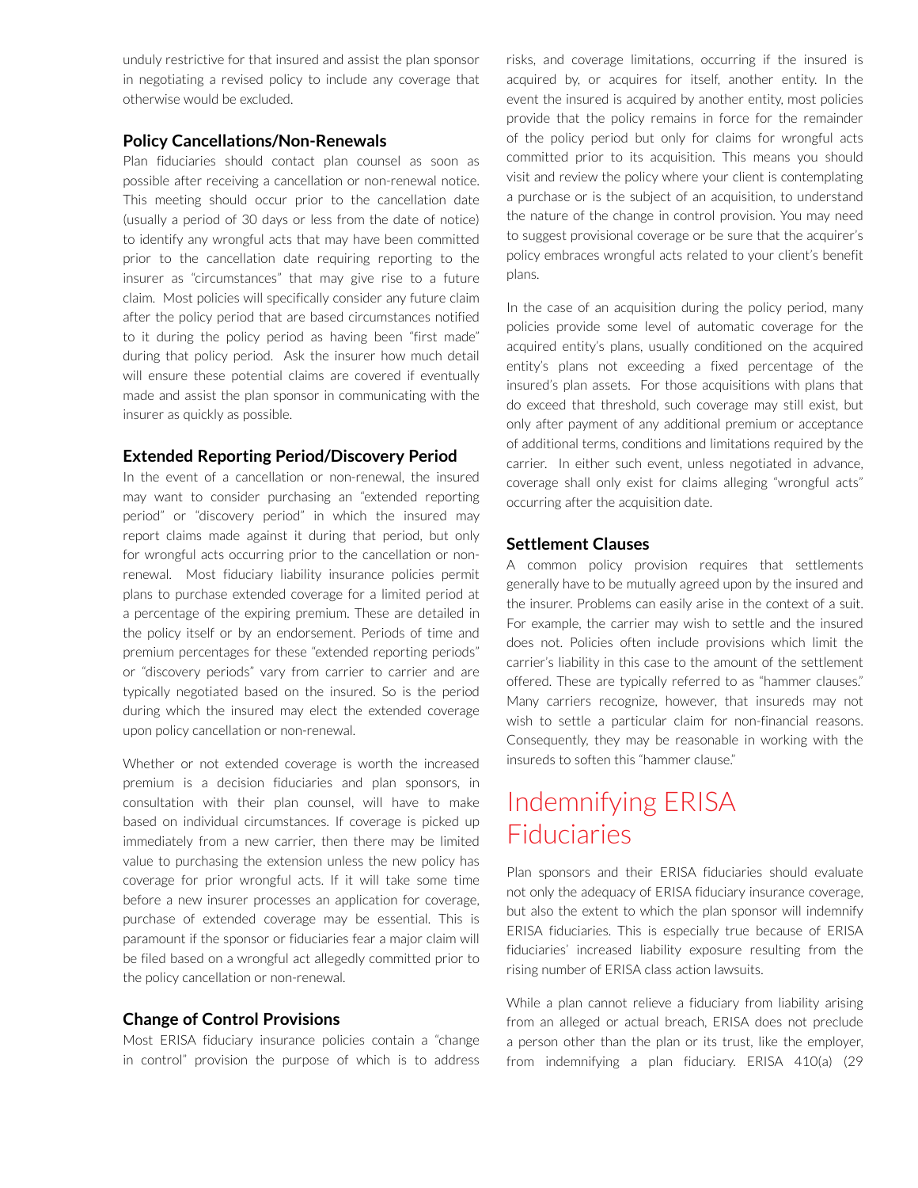unduly restrictive for that insured and assist the plan sponsor in negotiating a revised policy to include any coverage that otherwise would be excluded.

### Policy Cancellations/Non-Renewals

Plan fiduciaries should contact plan counsel as soon as possible after receiving a cancellation or non-renewal notice. This meeting should occur prior to the cancellation date (usually a period of 30 days or less from the date of notice) to identify any wrongful acts that may have been committed prior to the cancellation date requiring reporting to the insurer as "circumstances" that may give rise to a future claim. Most policies will specifically consider any future claim after the policy period that are based circumstances notified to it during the policy period as having been "first made" during that policy period. Ask the insurer how much detail will ensure these potential claims are covered if eventually made and assist the plan sponsor in communicating with the insurer as quickly as possible.

### Extended Reporting Period/Discovery Period

In the event of a cancellation or non-renewal, the insured may want to consider purchasing an "extended reporting period" or "discovery period" in which the insured may report claims made against it during that period, but only for wrongful acts occurring prior to the cancellation or non-renewal. Most fiduciary liability insurance policies permit plans to purchase extended coverage for a limited period at a percentage of the expiring premium. These are detailed in the policy itself or by an endorsement. Periods of time and premium percentages for these "extended reporting periods" or "discovery periods" vary from carrier to carrier and are typically negotiated based on the insured. So is the period during which the insured may elect the extended coverage upon policy cancellation or non-renewal.

Whether or not extended coverage is worth the increased premium is a decision fiduciaries and plan sponsors, in consultation with their plan counsel, will have to make based on individual circumstances. If coverage is picked up immediately from a new carrier, then there may be limited value to purchasing the extension unless the new policy has coverage for prior wrongful acts. If it will take some time before a new insurer processes an application for coverage, purchase of extended coverage may be essential. This is paramount if the sponsor or fiduciaries fear a major claim will be filed based on a wrongful act allegedly committed prior to the policy cancellation or non-renewal.

### Change of Control Provisions

Most ERISA fiduciary insurance policies contain a "change in control" provision the purpose of which is to address risks, and coverage limitations, occurring if the insured is acquired by, or acquires for itself, another entity. In the event the insured is acquired by another entity, most policies provide that the policy remains in force for the remainder of the policy period but only for claims for wrongful acts committed prior to its acquisition. This means you should visit and review the policy where your client is contemplating a purchase or is the subject of an acquisition, to understand the nature of the change in control provision. You may need to suggest provisional coverage or be sure that the acquirer's policy embraces wrongful acts related to your client's benefit plans.

In the case of an acquisition during the policy period, many policies provide some level of automatic coverage for the acquired entity's plans, usually conditioned on the acquired entity's plans not exceeding a fixed percentage of the insured's plan assets. For those acquisitions with plans that do exceed that threshold, such coverage may still exist, but only after payment of any additional premium or acceptance of additional terms, conditions and limitations required by the carrier. In either such event, unless negotiated in advance, coverage shall only exist for claims alleging "wrongful acts" occurring after the acquisition date.

### Settlement Clauses

A common policy provision requires that settlements generally have to be mutually agreed upon by the insured and the insurer. Problems can easily arise in the context of a suit. For example, the carrier may wish to settle and the insured does not. Policies often include provisions which limit the carrier's liability in this case to the amount of the settlement offered. These are typically referred to as "hammer clauses." Many carriers recognize, however, that insureds may not wish to settle a particular claim for non-financial reasons. Consequently, they may be reasonable in working with the insureds to soften this "hammer clause."

## Indemnifying ERISA Fiduciaries

Plan sponsors and their ERISA fiduciaries should evaluate not only the adequacy of ERISA fiduciary insurance coverage, but also the extent to which the plan sponsor will indemnify ERISA fiduciaries. This is especially true because of ERISA fiduciaries' increased liability exposure resulting from the rising number of ERISA class action lawsuits.

While a plan cannot relieve a fiduciary from liability arising from an alleged or actual breach, ERISA does not preclude a person other than the plan or its trust, like the employer, from indemnifying a plan fiduciary. ERISA 410(a) (29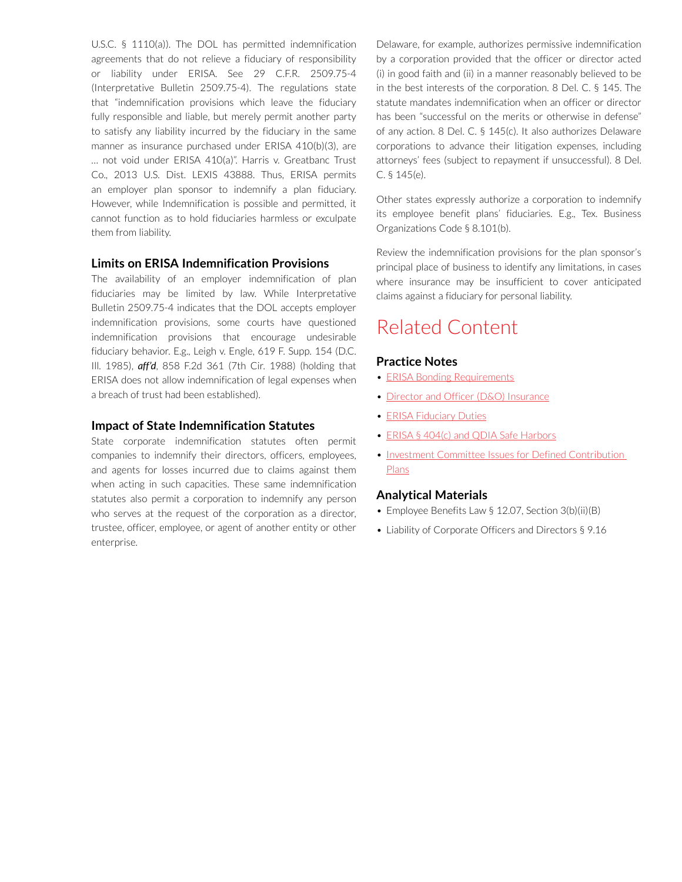U.S.C. § 1110(a)). The DOL has permitted indemnification agreements that do not relieve a fiduciary of responsibility or liability under ERISA. See 29 C.F.R. 2509.75-4 (Interpretative Bulletin 2509.75-4). The regulations state that "indemnification provisions which leave the fiduciary fully responsible and liable, but merely permit another party to satisfy any liability incurred by the fiduciary in the same manner as insurance purchased under ERISA 410(b)(3), are … not void under ERISA 410(a)". Harris v. Greatbanc Trust Co., 2013 U.S. Dist. LEXIS 43888. Thus, ERISA permits an employer plan sponsor to indemnify a plan fiduciary. However, while Indemnification is possible and permitted, it cannot function as to hold fiduciaries harmless or exculpate them from liability.

### Limits on ERISA Indemnification Provisions

The availability of an employer indemnification of plan fiduciaries may be limited by law. While Interpretative Bulletin 2509.75-4 indicates that the DOL accepts employer indemnification provisions, some courts have questioned indemnification provisions that encourage undesirable fiduciary behavior. E.g., Leigh v. Engle, 619 F. Supp. 154 (D.C. Ill. 1985), ***aff'd***, 858 F.2d 361 (7th Cir. 1988) (holding that ERISA does not allow indemnification of legal expenses when a breach of trust had been established).

### Impact of State Indemnification Statutes

State corporate indemnification statutes often permit companies to indemnify their directors, officers, employees, and agents for losses incurred due to claims against them when acting in such capacities. These same indemnification statutes also permit a corporation to indemnify any person who serves at the request of the corporation as a director, trustee, officer, employee, or agent of another entity or other enterprise.

Delaware, for example, authorizes permissive indemnification by a corporation provided that the officer or director acted (i) in good faith and (ii) in a manner reasonably believed to be in the best interests of the corporation. 8 Del. C. § 145. The statute mandates indemnification when an officer or director has been "successful on the merits or otherwise in defense" of any action. 8 Del. C. § 145(c). It also authorizes Delaware corporations to advance their litigation expenses, including attorneys' fees (subject to repayment if unsuccessful). 8 Del. C. § 145(e).

Other states expressly authorize a corporation to indemnify its employee benefit plans' fiduciaries. E.g., Tex. Business Organizations Code § 8.101(b).

Review the indemnification provisions for the plan sponsor's principal place of business to identify any limitations, in cases where insurance may be insufficient to cover anticipated claims against a fiduciary for personal liability.

## Related Content

### Practice Notes

- ERISA Bonding Requirements
- Director and Officer (D&O) Insurance
- ERISA Fiduciary Duties
- ERISA § 404(c) and QDIA Safe Harbors
- Investment Committee Issues for Defined Contribution Plans

### Analytical Materials

- Employee Benefits Law § 12.07, Section 3(b)(ii)(B)
- Liability of Corporate Officers and Directors § 9.16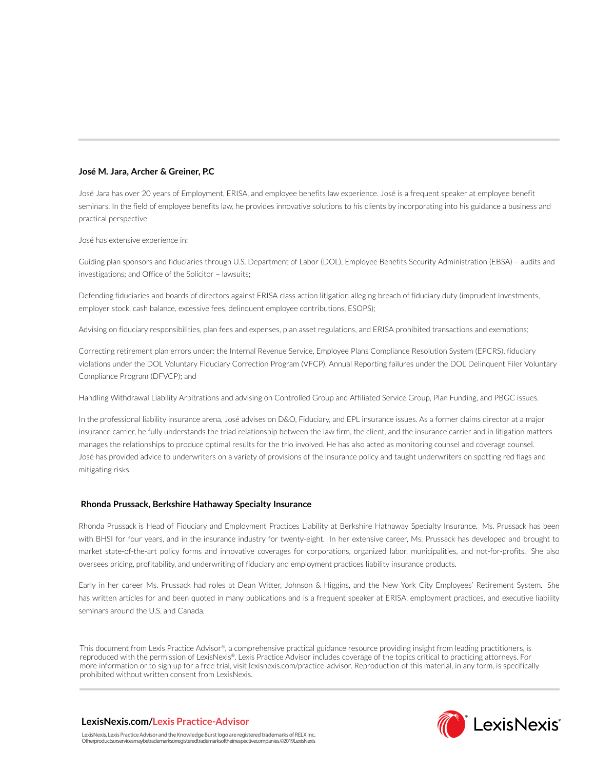**José M. Jara, Archer & Greiner, P.C**

José Jara has over 20 years of Employment, ERISA, and employee benefits law experience. José is a frequent speaker at employee benefit seminars. In the field of employee benefits law, he provides innovative solutions to his clients by incorporating into his guidance a business and practical perspective.

José has extensive experience in:

Guiding plan sponsors and fiduciaries through U.S. Department of Labor (DOL), Employee Benefits Security Administration (EBSA) – audits and investigations; and Office of the Solicitor – lawsuits;

Defending fiduciaries and boards of directors against ERISA class action litigation alleging breach of fiduciary duty (imprudent investments, employer stock, cash balance, excessive fees, delinquent employee contributions, ESOPS);

Advising on fiduciary responsibilities, plan fees and expenses, plan asset regulations, and ERISA prohibited transactions and exemptions;

Correcting retirement plan errors under: the Internal Revenue Service, Employee Plans Compliance Resolution System (EPCRS), fiduciary violations under the DOL Voluntary Fiduciary Correction Program (VFCP), Annual Reporting failures under the DOL Delinquent Filer Voluntary Compliance Program (DFVCP); and

Handling Withdrawal Liability Arbitrations and advising on Controlled Group and Affiliated Service Group, Plan Funding, and PBGC issues.

In the professional liability insurance arena, José advises on D&O, Fiduciary, and EPL insurance issues. As a former claims director at a major insurance carrier, he fully understands the triad relationship between the law firm, the client, and the insurance carrier and in litigation matters manages the relationships to produce optimal results for the trio involved. He has also acted as monitoring counsel and coverage counsel. José has provided advice to underwriters on a variety of provisions of the insurance policy and taught underwriters on spotting red flags and mitigating risks.

**Rhonda Prussack, Berkshire Hathaway Specialty Insurance**

Rhonda Prussack is Head of Fiduciary and Employment Practices Liability at Berkshire Hathaway Specialty Insurance. Ms. Prussack has been with BHSI for four years, and in the insurance industry for twenty-eight. In her extensive career, Ms. Prussack has developed and brought to market state-of-the-art policy forms and innovative coverages for corporations, organized labor, municipalities, and not-for-profits. She also oversees pricing, profitability, and underwriting of fiduciary and employment practices liability insurance products.

Early in her career Ms. Prussack had roles at Dean Witter, Johnson & Higgins, and the New York City Employees' Retirement System. She has written articles for and been quoted in many publications and is a frequent speaker at ERISA, employment practices, and executive liability seminars around the U.S. and Canada.

This document from Lexis Practice Advisor®, a comprehensive practical guidance resource providing insight from leading practitioners, is reproduced with the permission of LexisNexis®. Lexis Practice Advisor includes coverage of the topics critical to practicing attorneys. For more information or to sign up for a free trial, visit lexisnexis.com/practice-advisor. Reproduction of this material, in any form, is specifically prohibited without written consent from LexisNexis.

**LexisNexis.com/Lexis Practice-Advisor**

LexisNexis, Lexis Practice Advisor and the Knowledge Burst logo are registered trademarks of RELX Inc. Other products or services may be trademarks or registered trademarks of their respective companies. ©2019 LexisNexis